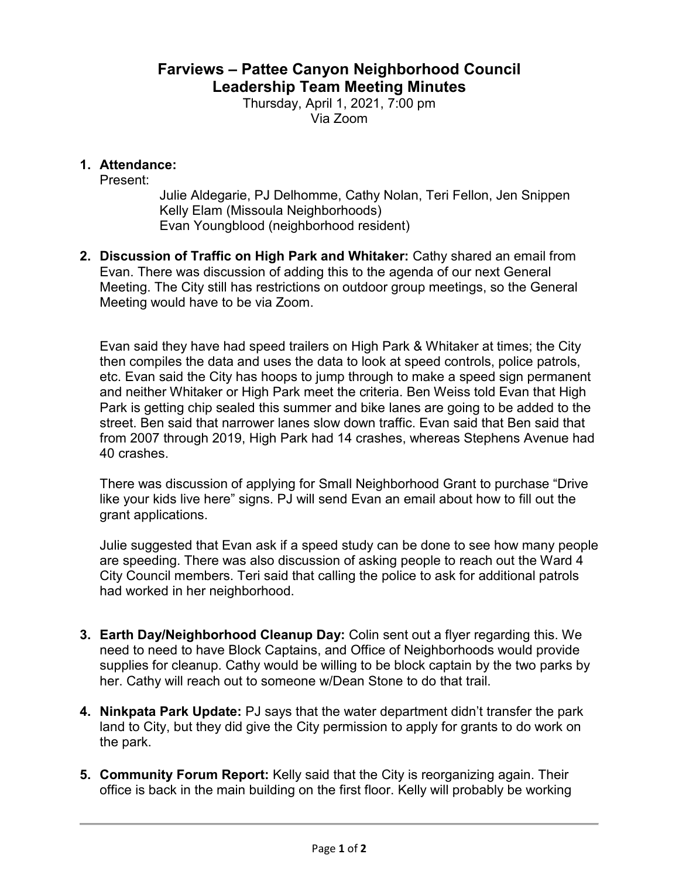# Farviews – Pattee Canyon Neighborhood Council
## Leadership Team Meeting Minutes

Thursday, April 1, 2021, 7:00 pm
Via Zoom

1. **Attendance:**
   Present:
   Julie Aldegarie, PJ Delhomme, Cathy Nolan, Teri Fellon, Jen Snippen
   Kelly Elam (Missoula Neighborhoods)
   Evan Youngblood (neighborhood resident)

2. **Discussion of Traffic on High Park and Whitaker:** Cathy shared an email from Evan. There was discussion of adding this to the agenda of our next General Meeting. The City still has restrictions on outdoor group meetings, so the General Meeting would have to be via Zoom.

   Evan said they have had speed trailers on High Park & Whitaker at times; the City then compiles the data and uses the data to look at speed controls, police patrols, etc. Evan said the City has hoops to jump through to make a speed sign permanent and neither Whitaker or High Park meet the criteria. Ben Weiss told Evan that High Park is getting chip sealed this summer and bike lanes are going to be added to the street. Ben said that narrower lanes slow down traffic. Evan said that Ben said that from 2007 through 2019, High Park had 14 crashes, whereas Stephens Avenue had 40 crashes.

   There was discussion of applying for Small Neighborhood Grant to purchase "Drive like your kids live here" signs. PJ will send Evan an email about how to fill out the grant applications.

   Julie suggested that Evan ask if a speed study can be done to see how many people are speeding. There was also discussion of asking people to reach out the Ward 4 City Council members. Teri said that calling the police to ask for additional patrols had worked in her neighborhood.

3. **Earth Day/Neighborhood Cleanup Day:** Colin sent out a flyer regarding this. We need to need to have Block Captains, and Office of Neighborhoods would provide supplies for cleanup. Cathy would be willing to be block captain by the two parks by her. Cathy will reach out to someone w/Dean Stone to do that trail.

4. **Ninkpata Park Update:** PJ says that the water department didn't transfer the park land to City, but they did give the City permission to apply for grants to do work on the park.

5. **Community Forum Report:** Kelly said that the City is reorganizing again. Their office is back in the main building on the first floor. Kelly will probably be working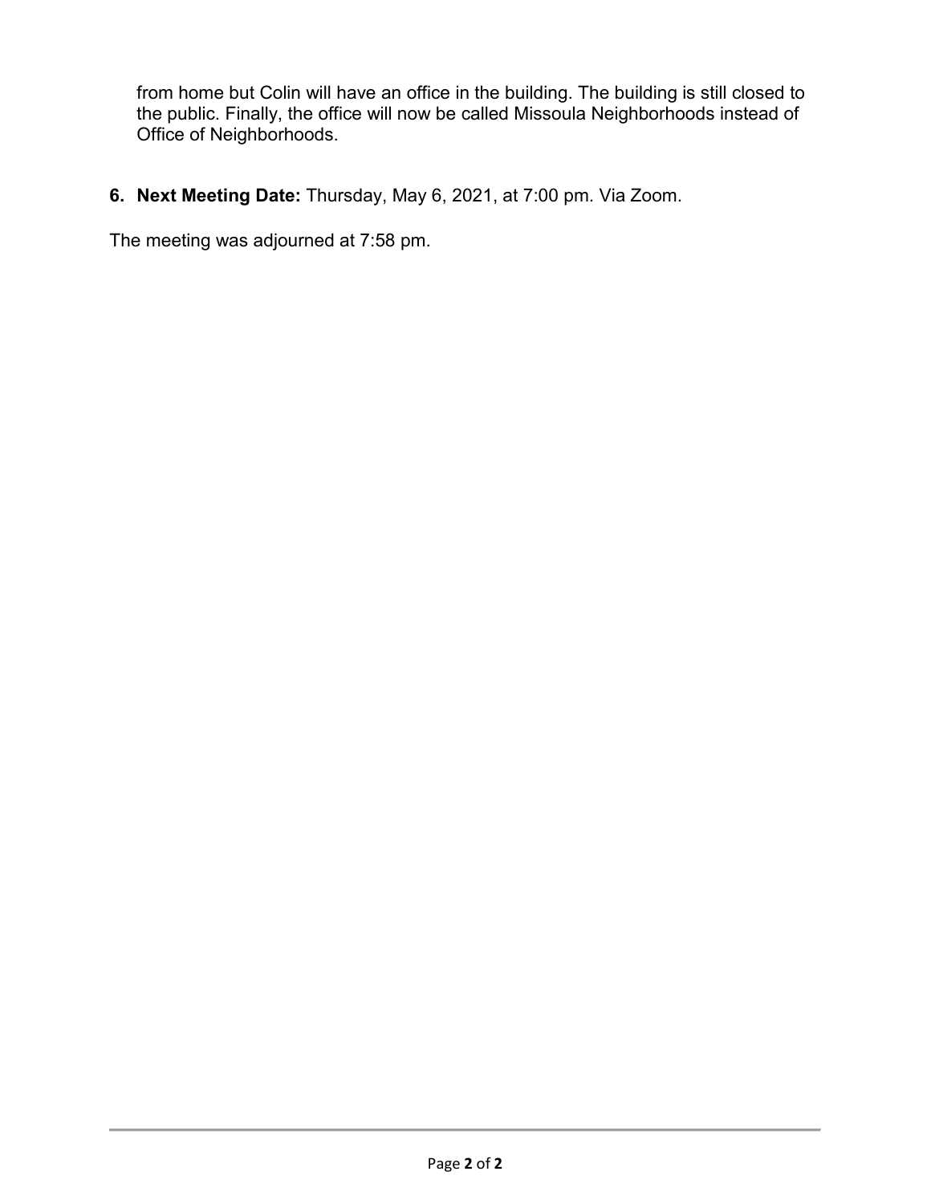from home but Colin will have an office in the building. The building is still closed to the public. Finally, the office will now be called Missoula Neighborhoods instead of Office of Neighborhoods.

6. **Next Meeting Date:** Thursday, May 6, 2021, at 7:00 pm. Via Zoom.

The meeting was adjourned at 7:58 pm.